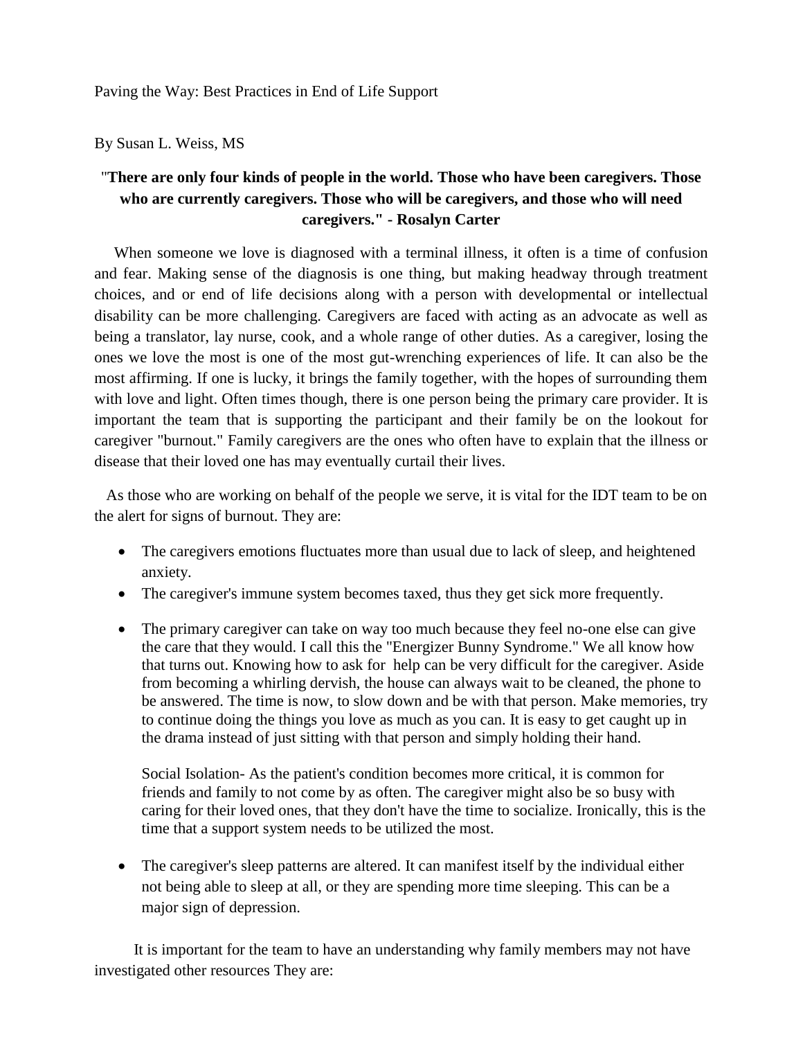Paving the Way: Best Practices in End of Life Support

By Susan L. Weiss, MS

**"There are only four kinds of people in the world. Those who have been caregivers. Those who are currently caregivers. Those who will be caregivers, and those who will need caregivers." - Rosalyn Carter**

When someone we love is diagnosed with a terminal illness, it often is a time of confusion and fear. Making sense of the diagnosis is one thing, but making headway through treatment choices, and or end of life decisions along with a person with developmental or intellectual disability can be more challenging. Caregivers are faced with acting as an advocate as well as being a translator, lay nurse, cook, and a whole range of other duties. As a caregiver, losing the ones we love the most is one of the most gut-wrenching experiences of life. It can also be the most affirming. If one is lucky, it brings the family together, with the hopes of surrounding them with love and light. Often times though, there is one person being the primary care provider. It is important the team that is supporting the participant and their family be on the lookout for caregiver "burnout." Family caregivers are the ones who often have to explain that the illness or disease that their loved one has may eventually curtail their lives.

As those who are working on behalf of the people we serve, it is vital for the IDT team to be on the alert for signs of burnout. They are:

- The caregivers emotions fluctuates more than usual due to lack of sleep, and heightened anxiety.
- The caregiver's immune system becomes taxed, thus they get sick more frequently.
- The primary caregiver can take on way too much because they feel no-one else can give the care that they would. I call this the "Energizer Bunny Syndrome." We all know how that turns out. Knowing how to ask for help can be very difficult for the caregiver. Aside from becoming a whirling dervish, the house can always wait to be cleaned, the phone to be answered. The time is now, to slow down and be with that person. Make memories, try to continue doing the things you love as much as you can. It is easy to get caught up in the drama instead of just sitting with that person and simply holding their hand.

  Social Isolation- As the patient's condition becomes more critical, it is common for friends and family to not come by as often. The caregiver might also be so busy with caring for their loved ones, that they don't have the time to socialize. Ironically, this is the time that a support system needs to be utilized the most.

- The caregiver's sleep patterns are altered. It can manifest itself by the individual either not being able to sleep at all, or they are spending more time sleeping. This can be a major sign of depression.

It is important for the team to have an understanding why family members may not have investigated other resources They are: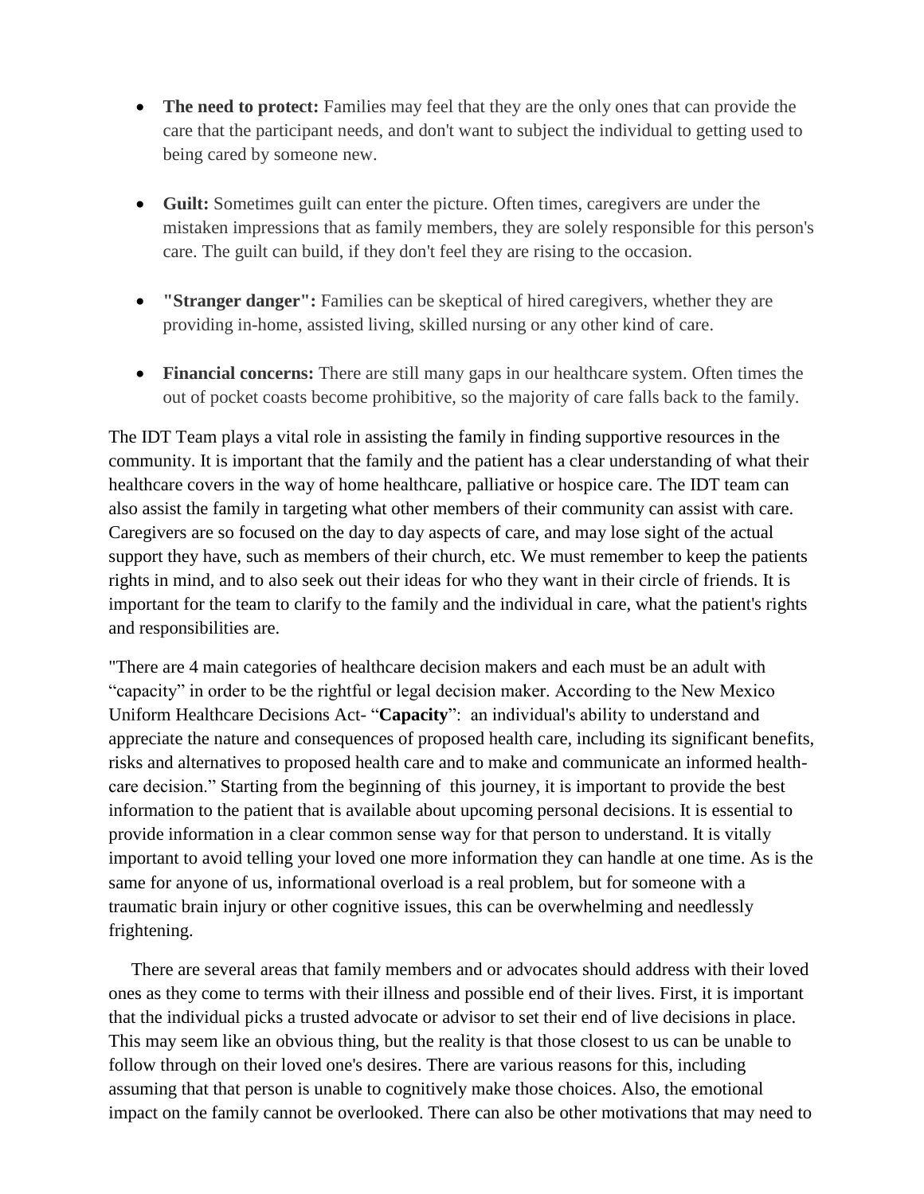- **The need to protect:** Families may feel that they are the only ones that can provide the care that the participant needs, and don't want to subject the individual to getting used to being cared by someone new.

- **Guilt:** Sometimes guilt can enter the picture. Often times, caregivers are under the mistaken impressions that as family members, they are solely responsible for this person's care. The guilt can build, if they don't feel they are rising to the occasion.

- **"Stranger danger":** Families can be skeptical of hired caregivers, whether they are providing in-home, assisted living, skilled nursing or any other kind of care.

- **Financial concerns:** There are still many gaps in our healthcare system. Often times the out of pocket coasts become prohibitive, so the majority of care falls back to the family.

The IDT Team plays a vital role in assisting the family in finding supportive resources in the community. It is important that the family and the patient has a clear understanding of what their healthcare covers in the way of home healthcare, palliative or hospice care. The IDT team can also assist the family in targeting what other members of their community can assist with care. Caregivers are so focused on the day to day aspects of care, and may lose sight of the actual support they have, such as members of their church, etc. We must remember to keep the patients rights in mind, and to also seek out their ideas for who they want in their circle of friends. It is important for the team to clarify to the family and the individual in care, what the patient's rights and responsibilities are.

"There are 4 main categories of healthcare decision makers and each must be an adult with "capacity" in order to be the rightful or legal decision maker. According to the New Mexico Uniform Healthcare Decisions Act- "**Capacity**": an individual's ability to understand and appreciate the nature and consequences of proposed health care, including its significant benefits, risks and alternatives to proposed health care and to make and communicate an informed health-care decision." Starting from the beginning of this journey, it is important to provide the best information to the patient that is available about upcoming personal decisions. It is essential to provide information in a clear common sense way for that person to understand. It is vitally important to avoid telling your loved one more information they can handle at one time. As is the same for anyone of us, informational overload is a real problem, but for someone with a traumatic brain injury or other cognitive issues, this can be overwhelming and needlessly frightening.

There are several areas that family members and or advocates should address with their loved ones as they come to terms with their illness and possible end of their lives. First, it is important that the individual picks a trusted advocate or advisor to set their end of live decisions in place. This may seem like an obvious thing, but the reality is that those closest to us can be unable to follow through on their loved one's desires. There are various reasons for this, including assuming that that person is unable to cognitively make those choices. Also, the emotional impact on the family cannot be overlooked. There can also be other motivations that may need to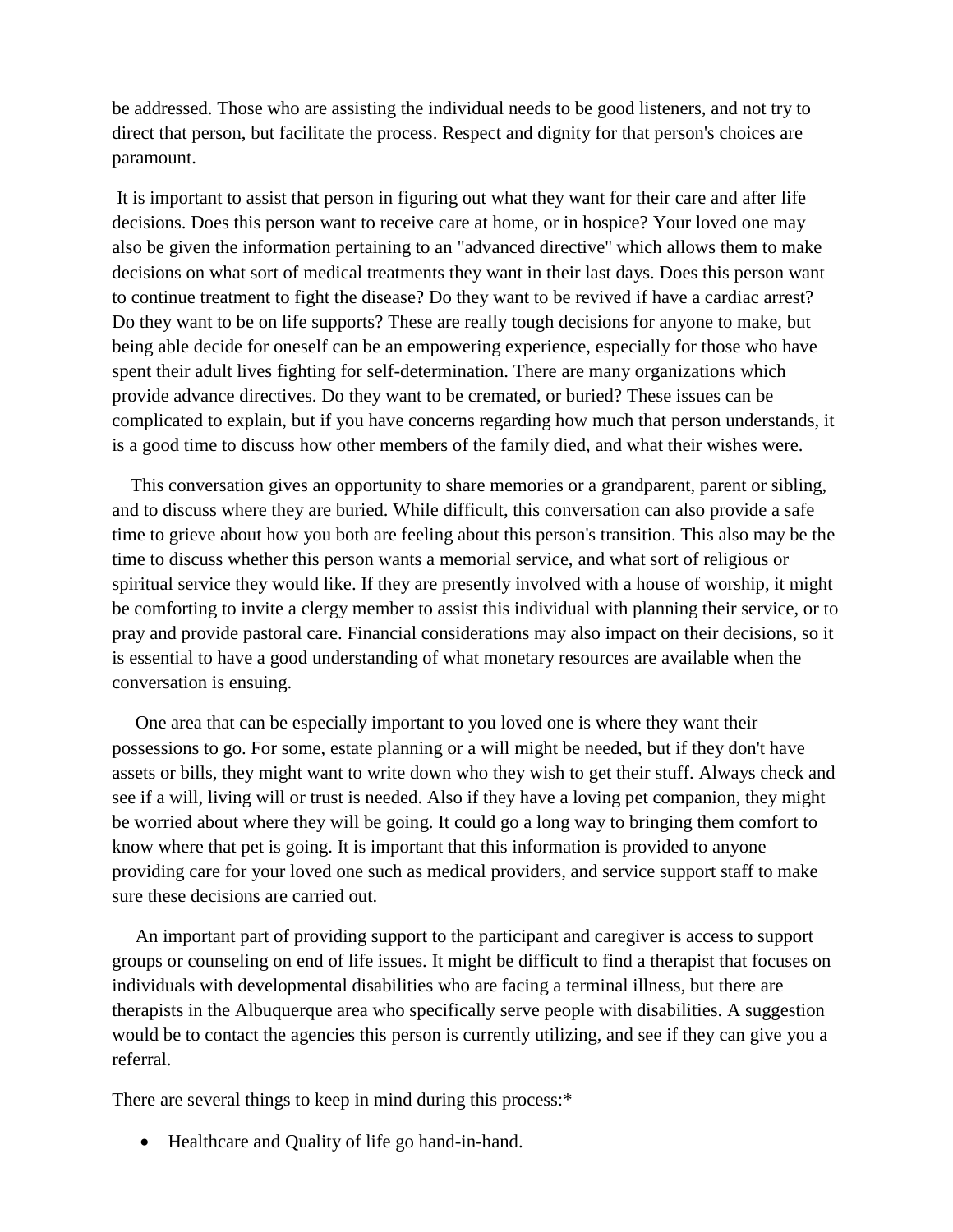be addressed. Those who are assisting the individual needs to be good listeners, and not try to direct that person, but facilitate the process. Respect and dignity for that person's choices are paramount.

It is important to assist that person in figuring out what they want for their care and after life decisions. Does this person want to receive care at home, or in hospice? Your loved one may also be given the information pertaining to an "advanced directive" which allows them to make decisions on what sort of medical treatments they want in their last days. Does this person want to continue treatment to fight the disease? Do they want to be revived if have a cardiac arrest? Do they want to be on life supports? These are really tough decisions for anyone to make, but being able decide for oneself can be an empowering experience, especially for those who have spent their adult lives fighting for self-determination. There are many organizations which provide advance directives. Do they want to be cremated, or buried? These issues can be complicated to explain, but if you have concerns regarding how much that person understands, it is a good time to discuss how other members of the family died, and what their wishes were.

This conversation gives an opportunity to share memories or a grandparent, parent or sibling, and to discuss where they are buried. While difficult, this conversation can also provide a safe time to grieve about how you both are feeling about this person's transition. This also may be the time to discuss whether this person wants a memorial service, and what sort of religious or spiritual service they would like. If they are presently involved with a house of worship, it might be comforting to invite a clergy member to assist this individual with planning their service, or to pray and provide pastoral care. Financial considerations may also impact on their decisions, so it is essential to have a good understanding of what monetary resources are available when the conversation is ensuing.

One area that can be especially important to you loved one is where they want their possessions to go. For some, estate planning or a will might be needed, but if they don't have assets or bills, they might want to write down who they wish to get their stuff. Always check and see if a will, living will or trust is needed. Also if they have a loving pet companion, they might be worried about where they will be going. It could go a long way to bringing them comfort to know where that pet is going. It is important that this information is provided to anyone providing care for your loved one such as medical providers, and service support staff to make sure these decisions are carried out.

An important part of providing support to the participant and caregiver is access to support groups or counseling on end of life issues. It might be difficult to find a therapist that focuses on individuals with developmental disabilities who are facing a terminal illness, but there are therapists in the Albuquerque area who specifically serve people with disabilities. A suggestion would be to contact the agencies this person is currently utilizing, and see if they can give you a referral.

There are several things to keep in mind during this process:*

- Healthcare and Quality of life go hand-in-hand.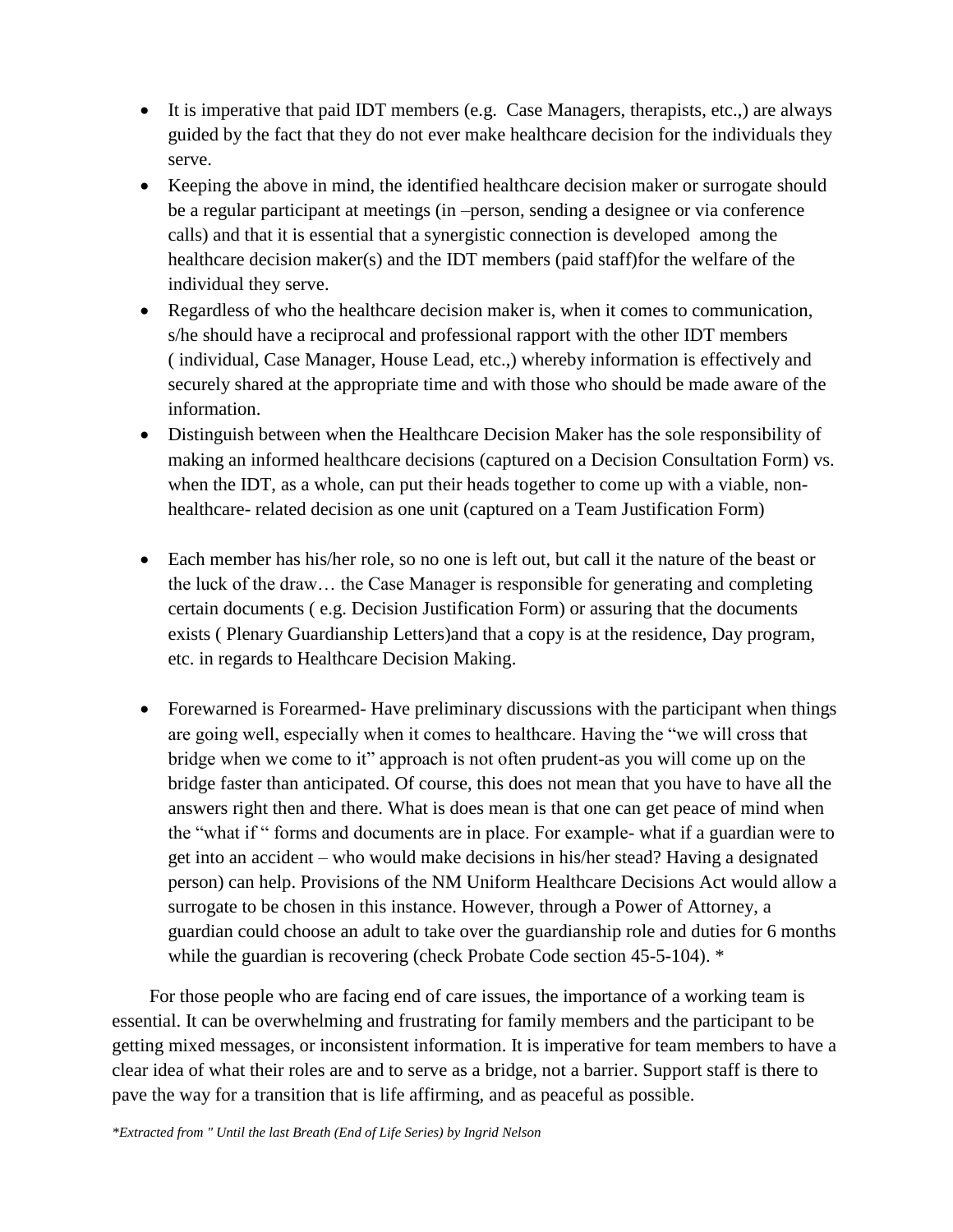- It is imperative that paid IDT members (e.g. Case Managers, therapists, etc.,) are always guided by the fact that they do not ever make healthcare decision for the individuals they serve.
- Keeping the above in mind, the identified healthcare decision maker or surrogate should be a regular participant at meetings (in –person, sending a designee or via conference calls) and that it is essential that a synergistic connection is developed among the healthcare decision maker(s) and the IDT members (paid staff)for the welfare of the individual they serve.
- Regardless of who the healthcare decision maker is, when it comes to communication, s/he should have a reciprocal and professional rapport with the other IDT members ( individual, Case Manager, House Lead, etc.,) whereby information is effectively and securely shared at the appropriate time and with those who should be made aware of the information.
- Distinguish between when the Healthcare Decision Maker has the sole responsibility of making an informed healthcare decisions (captured on a Decision Consultation Form) vs. when the IDT, as a whole, can put their heads together to come up with a viable, non-healthcare- related decision as one unit (captured on a Team Justification Form)
- Each member has his/her role, so no one is left out, but call it the nature of the beast or the luck of the draw… the Case Manager is responsible for generating and completing certain documents ( e.g. Decision Justification Form) or assuring that the documents exists ( Plenary Guardianship Letters)and that a copy is at the residence, Day program, etc. in regards to Healthcare Decision Making.
- Forewarned is Forearmed- Have preliminary discussions with the participant when things are going well, especially when it comes to healthcare. Having the "we will cross that bridge when we come to it" approach is not often prudent-as you will come up on the bridge faster than anticipated. Of course, this does not mean that you have to have all the answers right then and there. What is does mean is that one can get peace of mind when the "what if " forms and documents are in place. For example- what if a guardian were to get into an accident – who would make decisions in his/her stead? Having a designated person) can help. Provisions of the NM Uniform Healthcare Decisions Act would allow a surrogate to be chosen in this instance. However, through a Power of Attorney, a guardian could choose an adult to take over the guardianship role and duties for 6 months while the guardian is recovering (check Probate Code section 45-5-104). *

For those people who are facing end of care issues, the importance of a working team is essential. It can be overwhelming and frustrating for family members and the participant to be getting mixed messages, or inconsistent information. It is imperative for team members to have a clear idea of what their roles are and to serve as a bridge, not a barrier. Support staff is there to pave the way for a transition that is life affirming, and as peaceful as possible.

*\*Extracted from " Until the last Breath (End of Life Series) by Ingrid Nelson*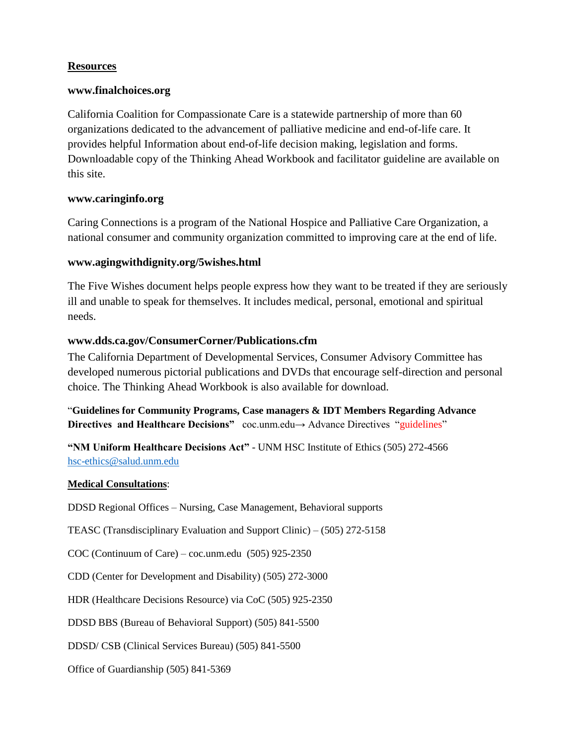**Resources**

**www.finalchoices.org**

California Coalition for Compassionate Care is a statewide partnership of more than 60 organizations dedicated to the advancement of palliative medicine and end-of-life care. It provides helpful Information about end-of-life decision making, legislation and forms. Downloadable copy of the Thinking Ahead Workbook and facilitator guideline are available on this site.

**www.caringinfo.org**

Caring Connections is a program of the National Hospice and Palliative Care Organization, a national consumer and community organization committed to improving care at the end of life.

**www.agingwithdignity.org/5wishes.html**

The Five Wishes document helps people express how they want to be treated if they are seriously ill and unable to speak for themselves. It includes medical, personal, emotional and spiritual needs.

**www.dds.ca.gov/ConsumerCorner/Publications.cfm**

The California Department of Developmental Services, Consumer Advisory Committee has developed numerous pictorial publications and DVDs that encourage self-direction and personal choice. The Thinking Ahead Workbook is also available for download.

"**Guidelines for Community Programs, Case managers & IDT Members Regarding Advance Directives and Healthcare Decisions"** coc.unm.edu→ Advance Directives "guidelines"

**"NM Uniform Healthcare Decisions Act"** - UNM HSC Institute of Ethics (505) 272-4566 hsc-ethics@salud.unm.edu

**Medical Consultations**:

DDSD Regional Offices – Nursing, Case Management, Behavioral supports

TEASC (Transdisciplinary Evaluation and Support Clinic) – (505) 272-5158

COC (Continuum of Care) – coc.unm.edu (505) 925-2350

CDD (Center for Development and Disability) (505) 272-3000

HDR (Healthcare Decisions Resource) via CoC (505) 925-2350

DDSD BBS (Bureau of Behavioral Support) (505) 841-5500

DDSD/ CSB (Clinical Services Bureau) (505) 841-5500

Office of Guardianship (505) 841-5369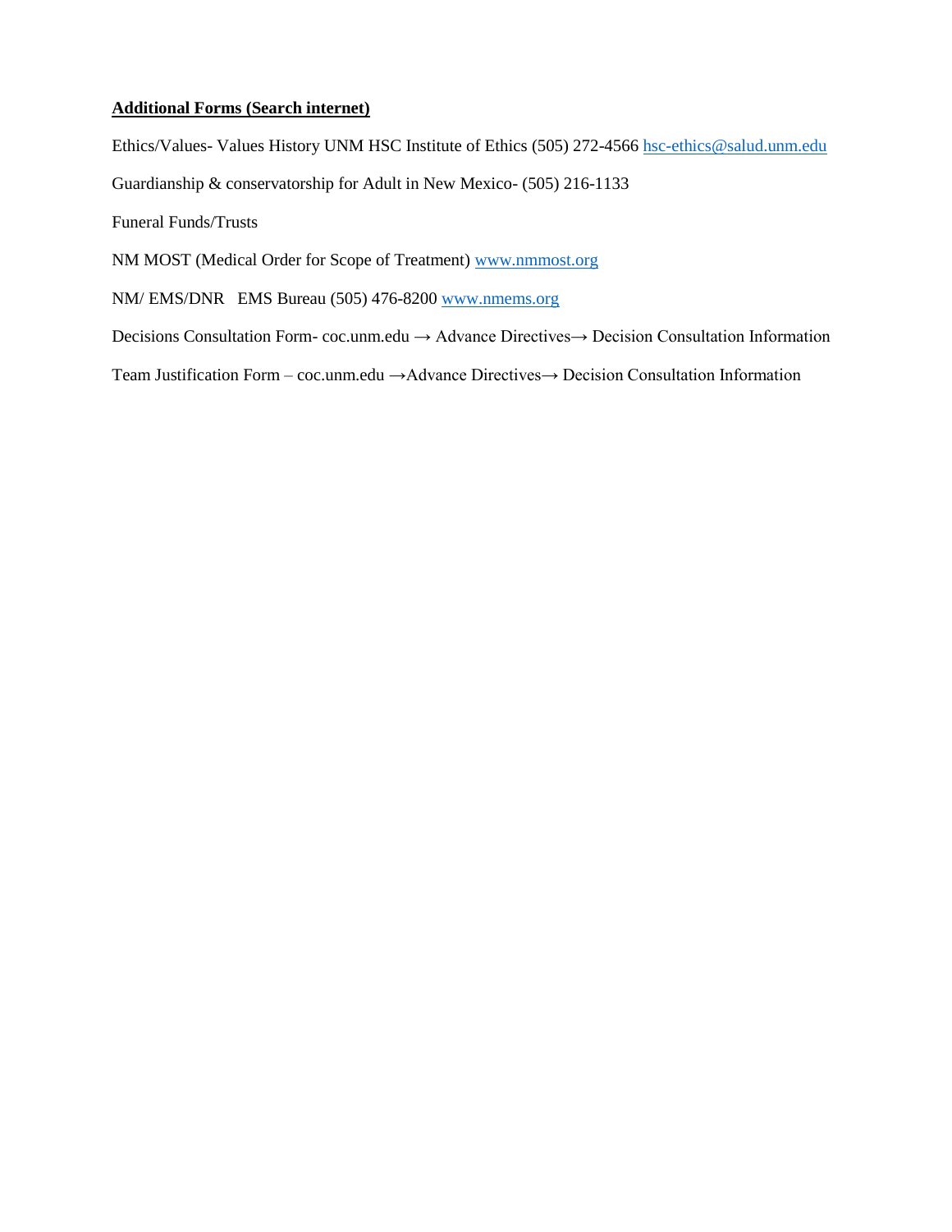**Additional Forms (Search internet)**

Ethics/Values- Values History UNM HSC Institute of Ethics (505) 272-4566 hsc-ethics@salud.unm.edu

Guardianship & conservatorship for Adult in New Mexico- (505) 216-1133

Funeral Funds/Trusts

NM MOST (Medical Order for Scope of Treatment) www.nmmost.org

NM/ EMS/DNR EMS Bureau (505) 476-8200 www.nmems.org

Decisions Consultation Form- coc.unm.edu → Advance Directives→ Decision Consultation Information

Team Justification Form – coc.unm.edu →Advance Directives→ Decision Consultation Information